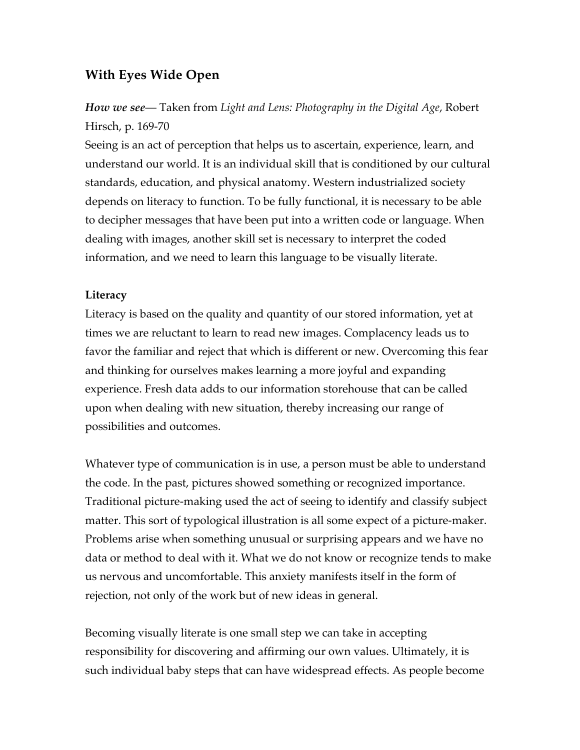## With Eyes Wide Open

***How we see***— Taken from *Light and Lens: Photography in the Digital Age*, Robert Hirsch, p. 169-70

Seeing is an act of perception that helps us to ascertain, experience, learn, and understand our world. It is an individual skill that is conditioned by our cultural standards, education, and physical anatomy. Western industrialized society depends on literacy to function. To be fully functional, it is necessary to be able to decipher messages that have been put into a written code or language. When dealing with images, another skill set is necessary to interpret the coded information, and we need to learn this language to be visually literate.

**Literacy**

Literacy is based on the quality and quantity of our stored information, yet at times we are reluctant to learn to read new images. Complacency leads us to favor the familiar and reject that which is different or new. Overcoming this fear and thinking for ourselves makes learning a more joyful and expanding experience. Fresh data adds to our information storehouse that can be called upon when dealing with new situation, thereby increasing our range of possibilities and outcomes.

Whatever type of communication is in use, a person must be able to understand the code. In the past, pictures showed something or recognized importance. Traditional picture-making used the act of seeing to identify and classify subject matter. This sort of typological illustration is all some expect of a picture-maker. Problems arise when something unusual or surprising appears and we have no data or method to deal with it. What we do not know or recognize tends to make us nervous and uncomfortable. This anxiety manifests itself in the form of rejection, not only of the work but of new ideas in general.

Becoming visually literate is one small step we can take in accepting responsibility for discovering and affirming our own values. Ultimately, it is such individual baby steps that can have widespread effects. As people become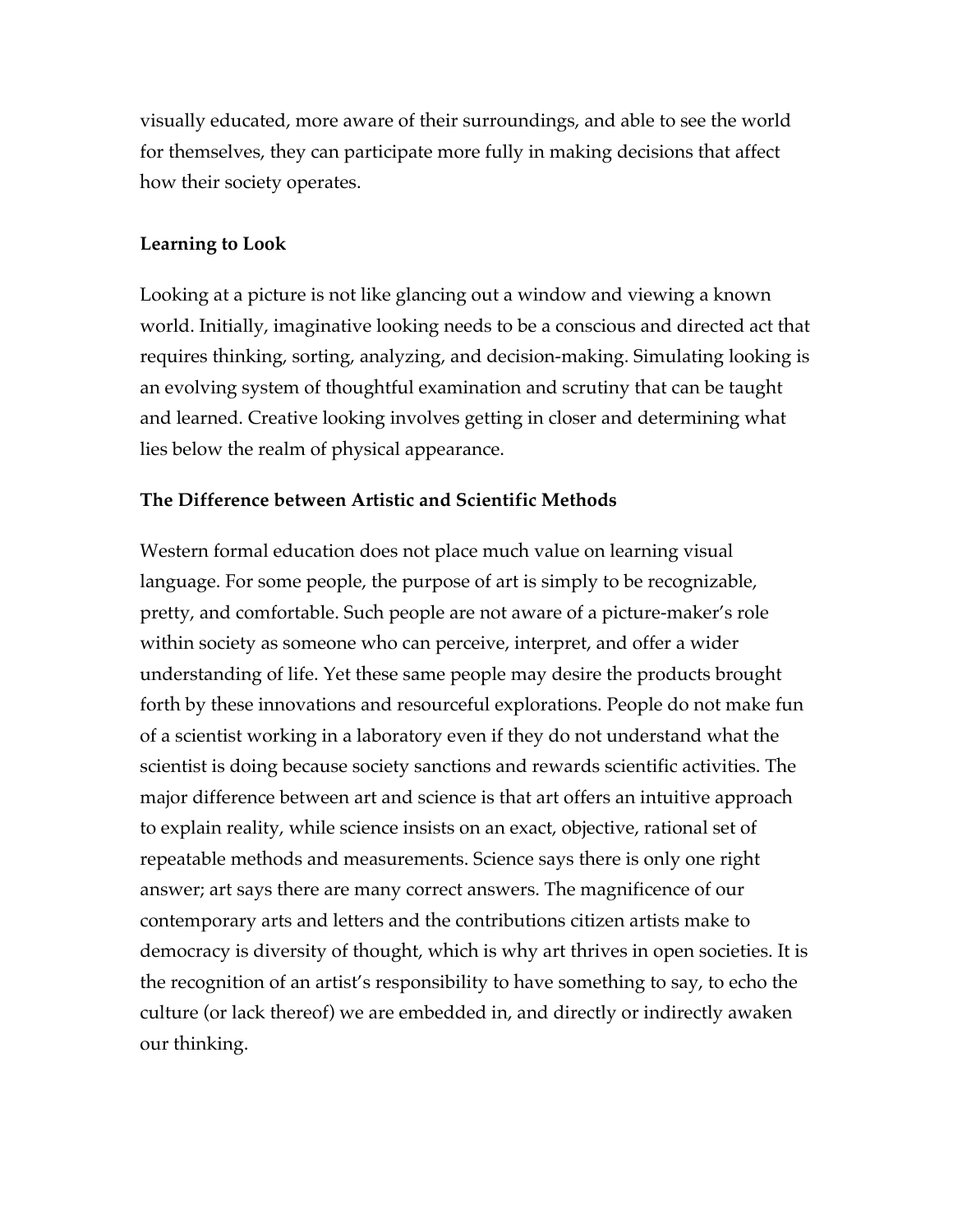visually educated, more aware of their surroundings, and able to see the world for themselves, they can participate more fully in making decisions that affect how their society operates.

### Learning to Look

Looking at a picture is not like glancing out a window and viewing a known world. Initially, imaginative looking needs to be a conscious and directed act that requires thinking, sorting, analyzing, and decision-making. Simulating looking is an evolving system of thoughtful examination and scrutiny that can be taught and learned. Creative looking involves getting in closer and determining what lies below the realm of physical appearance.

### The Difference between Artistic and Scientific Methods

Western formal education does not place much value on learning visual language. For some people, the purpose of art is simply to be recognizable, pretty, and comfortable. Such people are not aware of a picture-maker's role within society as someone who can perceive, interpret, and offer a wider understanding of life. Yet these same people may desire the products brought forth by these innovations and resourceful explorations. People do not make fun of a scientist working in a laboratory even if they do not understand what the scientist is doing because society sanctions and rewards scientific activities. The major difference between art and science is that art offers an intuitive approach to explain reality, while science insists on an exact, objective, rational set of repeatable methods and measurements. Science says there is only one right answer; art says there are many correct answers. The magnificence of our contemporary arts and letters and the contributions citizen artists make to democracy is diversity of thought, which is why art thrives in open societies. It is the recognition of an artist's responsibility to have something to say, to echo the culture (or lack thereof) we are embedded in, and directly or indirectly awaken our thinking.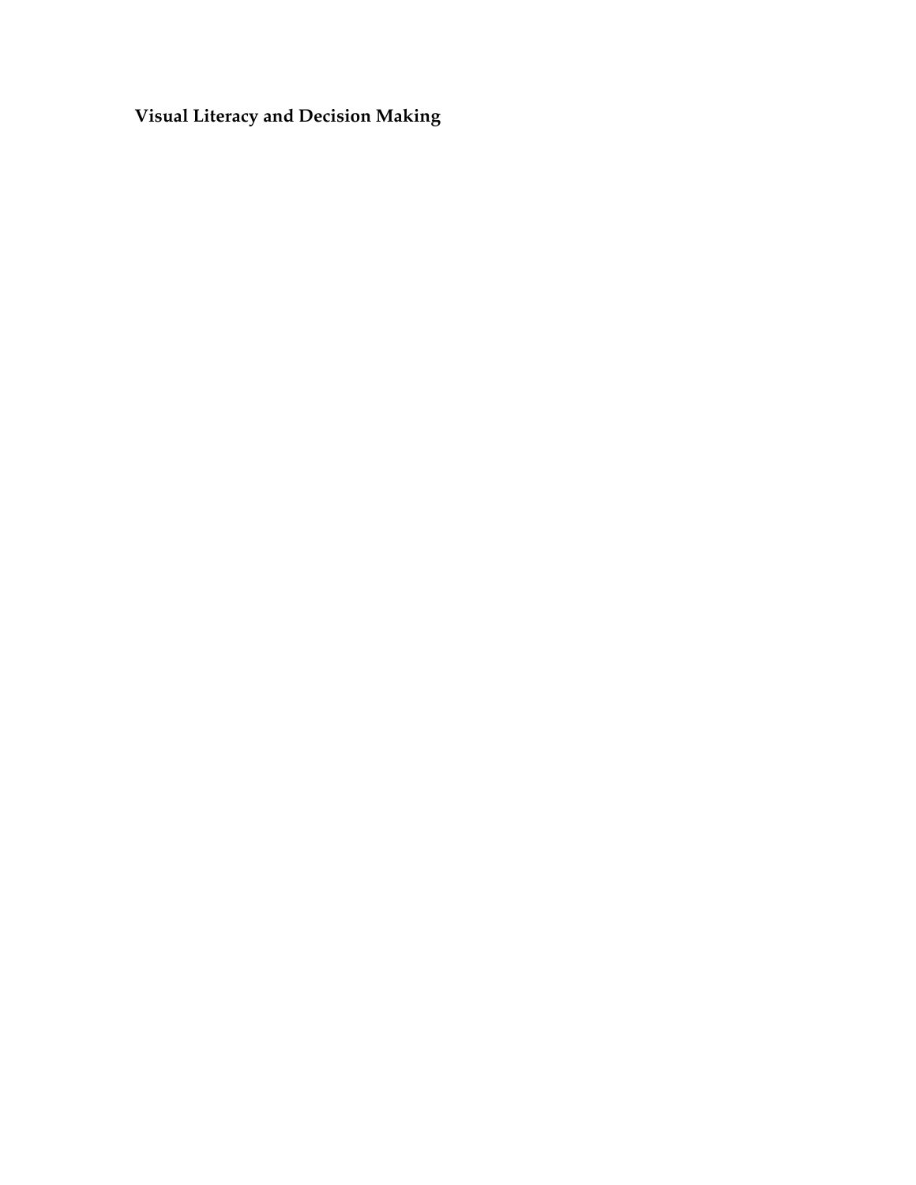**Visual Literacy and Decision Making**